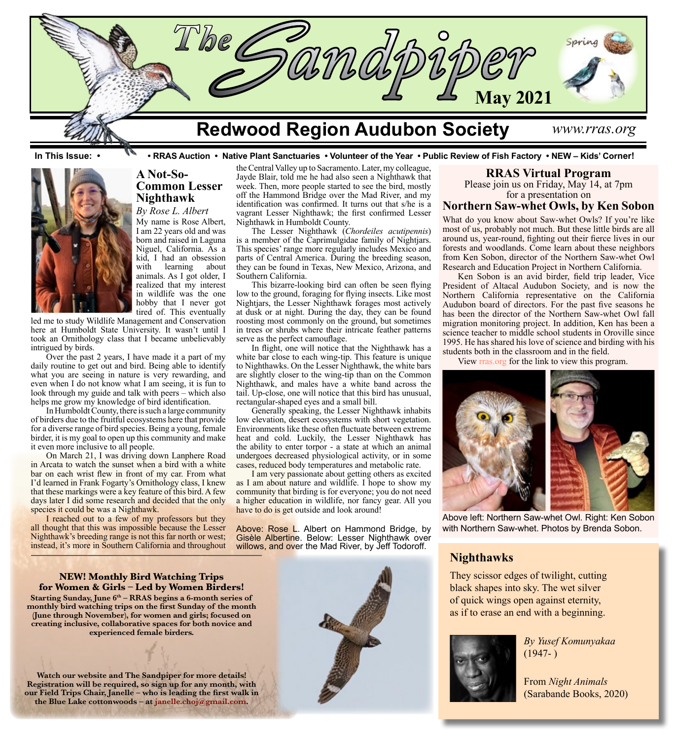# The Sandpiper

**May 2021**

## Redwood Region Audubon Society

*www.rras.org*

**In This Issue: • RRAS Auction • Native Plant Sanctuaries • Volunteer of the Year • Public Review of Fish Factory • NEW – Kids' Corner!**

## A Not-So-Common Lesser Nighthawk

*By Rose L. Albert*

My name is Rose Albert, I am 22 years old and was born and raised in Laguna Niguel, California. As a kid, I had an obsession with learning about animals. As I got older, I realized that my interest in wildlife was the one hobby that I never got tired of. This eventually led me to study Wildlife Management and Conservation here at Humboldt State University. It wasn't until I took an Ornithology class that I became unbelievably intrigued by birds.

Over the past 2 years, I have made it a part of my daily routine to get out and bird. Being able to identify what you are seeing in nature is very rewarding, and even when I do not know what I am seeing, it is fun to look through my guide and talk with peers – which also helps me grow my knowledge of bird identification.

In Humboldt County, there is such a large community of birders due to the fruitful ecosystems here that provide for a diverse range of bird species. Being a young, female birder, it is my goal to open up this community and make it even more inclusive to all people.

On March 21, I was driving down Lanphere Road in Arcata to watch the sunset when a bird with a white bar on each wrist flew in front of my car. From what I'd learned in Frank Fogarty's Ornithology class, I knew that these markings were a key feature of this bird. A few days later I did some research and decided that the only species it could be was a Nighthawk.

I reached out to a few of my professors but they all thought that this was impossible because the Lesser Nighthawk's breeding range is not this far north or west; instead, it's more in Southern California and throughout the Central Valley up to Sacramento. Later, my colleague, Jayde Blair, told me he had also seen a Nighthawk that week. Then, more people started to see the bird, mostly off the Hammond Bridge over the Mad River, and my identification was confirmed. It turns out that s/he is a vagrant Lesser Nighthawk; the first confirmed Lesser Nighthawk in Humboldt County.

The Lesser Nighthawk (*Chordeiles acutipennis*) is a member of the Caprimulgidae family of Nightjars. This species' range more regularly includes Mexico and parts of Central America. During the breeding season, they can be found in Texas, New Mexico, Arizona, and Southern California.

This bizarre-looking bird can often be seen flying low to the ground, foraging for flying insects. Like most Nightjars, the Lesser Nighthawk forages most actively at dusk or at night. During the day, they can be found roosting most commonly on the ground, but sometimes in trees or shrubs where their intricate feather patterns serve as the perfect camouflage.

In flight, one will notice that the Nighthawk has a white bar close to each wing-tip. This feature is unique to Nighthawks. On the Lesser Nighthawk, the white bars are slightly closer to the wing-tip than on the Common Nighthawk, and males have a white band across the tail. Up-close, one will notice that this bird has unusual, rectangular-shaped eyes and a small bill.

Generally speaking, the Lesser Nighthawk inhabits low elevation, desert ecosystems with short vegetation. Environments like these often fluctuate between extreme heat and cold. Luckily, the Lesser Nighthawk has the ability to enter torpor - a state at which an animal undergoes decreased physiological activity, or in some cases, reduced body temperatures and metabolic rate.

I am very passionate about getting others as excited as I am about nature and wildlife. I hope to show my community that birding is for everyone; you do not need a higher education in wildlife, nor fancy gear. All you have to do is get outside and look around!

Above: Rose L. Albert on Hammond Bridge, by Gisèle Albertine. Below: Lesser Nighthawk over willows, and over the Mad River, by Jeff Todoroff.

**NEW! Monthly Bird Watching Trips for Women & Girls – Led by Women Birders!**

**Starting Sunday, June 6th – RRAS begins a 6-month series of monthly bird watching trips on the first Sunday of the month (June through November), for women and girls; focused on creating inclusive, collaborative spaces for both novice and experienced female birders.**

**Watch our website and The Sandpiper for more details! Registration will be required, so sign up for any month, with our Field Trips Chair, Janelle – who is leading the first walk in the Blue Lake cottonwoods – at janelle.choj@gmail.com.**

## RRAS Virtual Program

Please join us on Friday, May 14, at 7pm for a presentation on

### Northern Saw-whet Owls, by Ken Sobon

What do you know about Saw-whet Owls? If you're like most of us, probably not much. But these little birds are all around us, year-round, fighting out their fierce lives in our forests and woodlands. Come learn about these neighbors from Ken Sobon, director of the Northern Saw-whet Owl Research and Education Project in Northern California.

Ken Sobon is an avid birder, field trip leader, Vice President of Altacal Audubon Society, and is now the Northern California representative on the California Audubon board of directors. For the past five seasons he has been the director of the Northern Saw-whet Owl fall migration monitoring project. In addition, Ken has been a science teacher to middle school students in Oroville since 1995. He has shared his love of science and birding with his students both in the classroom and in the field.

View rras.org for the link to view this program.

Above left: Northern Saw-whet Owl. Right: Ken Sobon with Northern Saw-whet. Photos by Brenda Sobon.

## Nighthawks

They scissor edges of twilight, cutting
black shapes into sky. The wet silver
of quick wings open against eternity,
as if to erase an end with a beginning.

*By Yusef Komunyakaa* (1947- )

From *Night Animals* (Sarabande Books, 2020)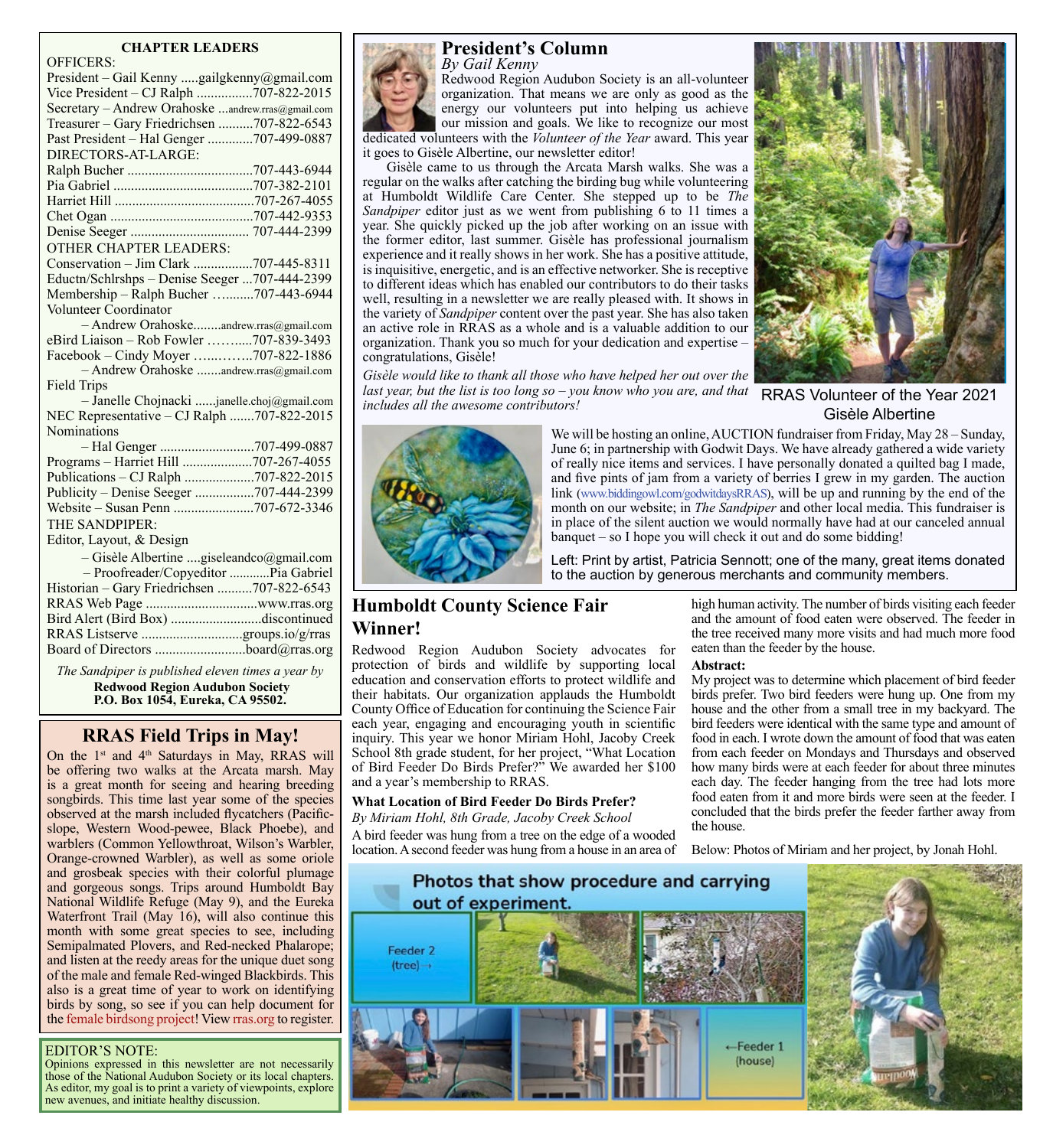## CHAPTER LEADERS

OFFICERS:

President – Gail Kenny .....gailgkenny@gmail.com
Vice President – CJ Ralph ................707-822-2015
Secretary – Andrew Orahoske ...andrew.rras@gmail.com
Treasurer – Gary Friedrichsen ..........707-822-6543
Past President – Hal Genger .............707-499-0887

DIRECTORS-AT-LARGE:

Ralph Bucher ....................................707-443-6944
Pia Gabriel ........................................707-382-2101
Harriet Hill ........................................707-267-4055
Chet Ogan .........................................707-442-9353
Denise Seeger .................................. 707-444-2399

OTHER CHAPTER LEADERS:

Conservation – Jim Clark .................707-445-8311
Eductn/Schlrshps – Denise Seeger ...707-444-2399
Membership – Ralph Bucher …........707-443-6944
Volunteer Coordinator
– Andrew Orahoske........andrew.rras@gmail.com
eBird Liaison – Rob Fowler ……......707-839-3493
Facebook – Cindy Moyer …..……..707-822-1886
– Andrew Orahoske .......andrew.rras@gmail.com
Field Trips
– Janelle Chojnacki ......janelle.choj@gmail.com
NEC Representative – CJ Ralph .......707-822-2015
Nominations
– Hal Genger ...........................707-499-0887
Programs – Harriet Hill ....................707-267-4055
Publications – CJ Ralph ....................707-822-2015
Publicity – Denise Seeger .................707-444-2399
Website – Susan Penn .......................707-672-3346

THE SANDPIPER:

Editor, Layout, & Design
– Gisèle Albertine ....giseleandco@gmail.com
– Proofreader/Copyeditor ............Pia Gabriel
Historian – Gary Friedrichsen ..........707-822-6543
RRAS Web Page ................................www.rras.org
Bird Alert (Bird Box) ..........................discontinued
RRAS Listserve .............................groups.io/g/rras
Board of Directors ..........................board@rras.org

*The Sandpiper is published eleven times a year by*
**Redwood Region Audubon Society**
**P.O. Box 1054, Eureka, CA 95502.**

## RRAS Field Trips in May!

On the 1st and 4th Saturdays in May, RRAS will be offering two walks at the Arcata marsh. May is a great month for seeing and hearing breeding songbirds. This time last year some of the species observed at the marsh included flycatchers (Pacific-slope, Western Wood-pewee, Black Phoebe), and warblers (Common Yellowthroat, Wilson's Warbler, Orange-crowned Warbler), as well as some oriole and grosbeak species with their colorful plumage and gorgeous songs. Trips around Humboldt Bay National Wildlife Refuge (May 9), and the Eureka Waterfront Trail (May 16), will also continue this month with some great species to see, including Semipalmated Plovers, and Red-necked Phalarope; and listen at the reedy areas for the unique duet song of the male and female Red-winged Blackbirds. This also is a great time of year to work on identifying birds by song, so see if you can help document for the female birdsong project! View rras.org to register.

EDITOR'S NOTE:
Opinions expressed in this newsletter are not necessarily those of the National Audubon Society or its local chapters. As editor, my goal is to print a variety of viewpoints, explore new avenues, and initiate healthy discussion.

## President's Column

*By Gail Kenny*

Redwood Region Audubon Society is an all-volunteer organization. That means we are only as good as the energy our volunteers put into helping us achieve our mission and goals. We like to recognize our most dedicated volunteers with the *Volunteer of the Year* award. This year it goes to Gisèle Albertine, our newsletter editor!

Gisèle came to us through the Arcata Marsh walks. She was a regular on the walks after catching the birding bug while volunteering at Humboldt Wildlife Care Center. She stepped up to be *The Sandpiper* editor just as we went from publishing 6 to 11 times a year. She quickly picked up the job after working on an issue with the former editor, last summer. Gisèle has professional journalism experience and it really shows in her work. She has a positive attitude, is inquisitive, energetic, and is an effective networker. She is receptive to different ideas which has enabled our contributors to do their tasks well, resulting in a newsletter we are really pleased with. It shows in the variety of *Sandpiper* content over the past year. She has also taken an active role in RRAS as a whole and is a valuable addition to our organization. Thank you so much for your dedication and expertise – congratulations, Gisèle!

*Gisèle would like to thank all those who have helped her out over the last year, but the list is too long so – you know who you are, and that includes all the awesome contributors!*

RRAS Volunteer of the Year 2021
Gisèle Albertine

We will be hosting an online, AUCTION fundraiser from Friday, May 28 – Sunday, June 6; in partnership with Godwit Days. We have already gathered a wide variety of really nice items and services. I have personally donated a quilted bag I made, and five pints of jam from a variety of berries I grew in my garden. The auction link (www.biddingowl.com/godwitdaysRRAS), will be up and running by the end of the month on our website; in *The Sandpiper* and other local media. This fundraiser is in place of the silent auction we would normally have had at our canceled annual banquet – so I hope you will check it out and do some bidding!

Left: Print by artist, Patricia Sennott; one of the many, great items donated to the auction by generous merchants and community members.

## Humboldt County Science Fair Winner!

Redwood Region Audubon Society advocates for protection of birds and wildlife by supporting local education and conservation efforts to protect wildlife and their habitats. Our organization applauds the Humboldt County Office of Education for continuing the Science Fair each year, engaging and encouraging youth in scientific inquiry. This year we honor Miriam Hohl, Jacoby Creek School 8th grade student, for her project, "What Location of Bird Feeder Do Birds Prefer?" We awarded her $100 and a year's membership to RRAS.

### What Location of Bird Feeder Do Birds Prefer?

*By Miriam Hohl, 8th Grade, Jacoby Creek School*

A bird feeder was hung from a tree on the edge of a wooded location. A second feeder was hung from a house in an area of high human activity. The number of birds visiting each feeder and the amount of food eaten were observed. The feeder in the tree received many more visits and had much more food eaten than the feeder by the house.

**Abstract:**

My project was to determine which placement of bird feeder birds prefer. Two bird feeders were hung up. One from my house and the other from a small tree in my backyard. The bird feeders were identical with the same type and amount of food in each. I wrote down the amount of food that was eaten from each feeder on Mondays and Thursdays and observed how many birds were at each feeder for about three minutes each day. The feeder hanging from the tree had lots more food eaten from it and more birds were seen at the feeder. I concluded that the birds prefer the feeder farther away from the house.

Below: Photos of Miriam and her project, by Jonah Hohl.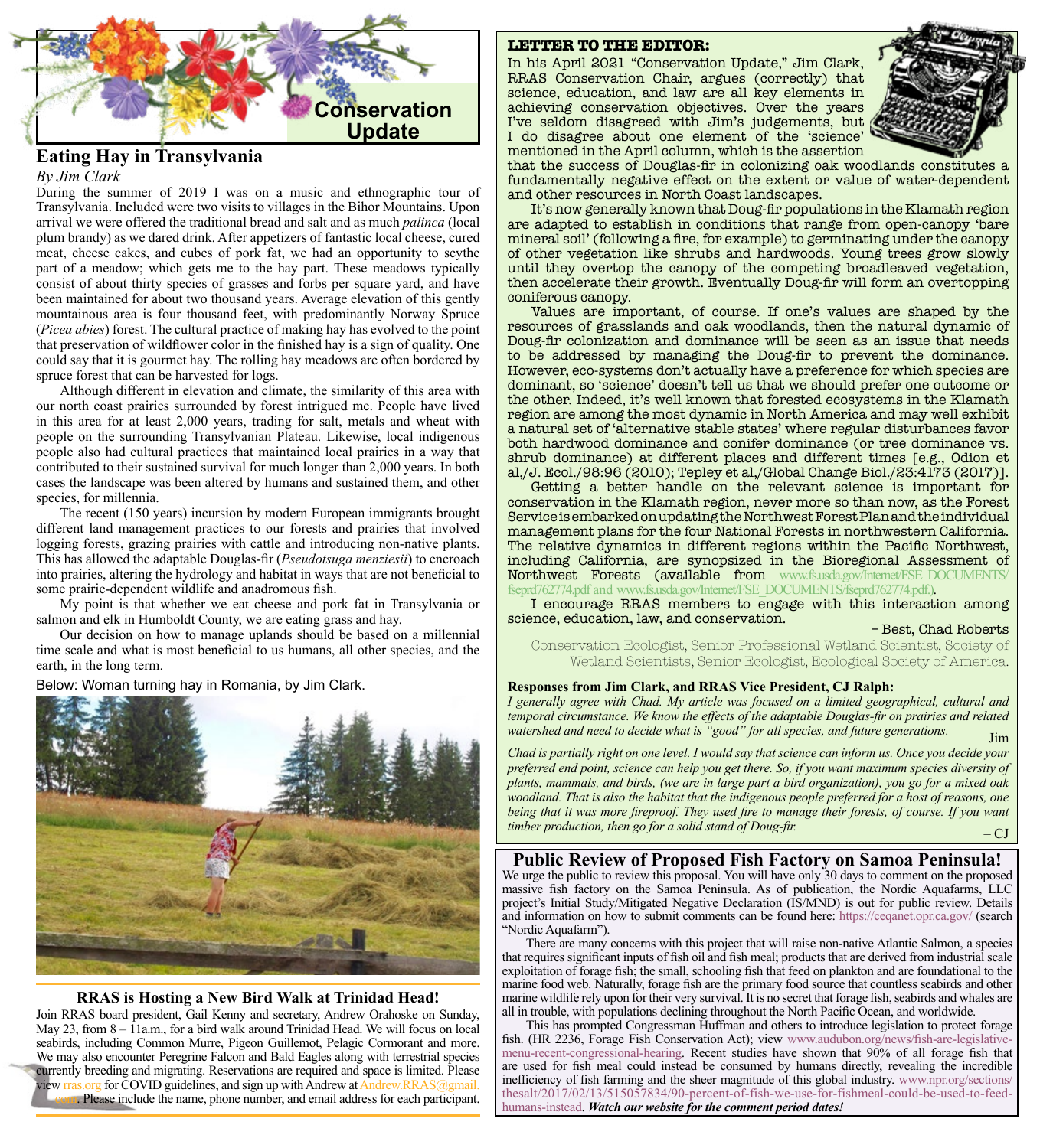# Conservation Update

## Eating Hay in Transylvania

*By Jim Clark*

During the summer of 2019 I was on a music and ethnographic tour of Transylvania. Included were two visits to villages in the Bihor Mountains. Upon arrival we were offered the traditional bread and salt and as much *palinca* (local plum brandy) as we dared drink. After appetizers of fantastic local cheese, cured meat, cheese cakes, and cubes of pork fat, we had an opportunity to scythe part of a meadow; which gets me to the hay part. These meadows typically consist of about thirty species of grasses and forbs per square yard, and have been maintained for about two thousand years. Average elevation of this gently mountainous area is four thousand feet, with predominantly Norway Spruce (*Picea abies*) forest. The cultural practice of making hay has evolved to the point that preservation of wildflower color in the finished hay is a sign of quality. One could say that it is gourmet hay. The rolling hay meadows are often bordered by spruce forest that can be harvested for logs.

Although different in elevation and climate, the similarity of this area with our north coast prairies surrounded by forest intrigued me. People have lived in this area for at least 2,000 years, trading for salt, metals and wheat with people on the surrounding Transylvanian Plateau. Likewise, local indigenous people also had cultural practices that maintained local prairies in a way that contributed to their sustained survival for much longer than 2,000 years. In both cases the landscape was been altered by humans and sustained them, and other species, for millennia.

The recent (150 years) incursion by modern European immigrants brought different land management practices to our forests and prairies that involved logging forests, grazing prairies with cattle and introducing non-native plants. This has allowed the adaptable Douglas-fir (*Pseudotsuga menziesii*) to encroach into prairies, altering the hydrology and habitat in ways that are not beneficial to some prairie-dependent wildlife and anadromous fish.

My point is that whether we eat cheese and pork fat in Transylvania or salmon and elk in Humboldt County, we are eating grass and hay.

Our decision on how to manage uplands should be based on a millennial time scale and what is most beneficial to us humans, all other species, and the earth, in the long term.

Below: Woman turning hay in Romania, by Jim Clark.

## RRAS is Hosting a New Bird Walk at Trinidad Head!

Join RRAS board president, Gail Kenny and secretary, Andrew Orahoske on Sunday, May 23, from 8 – 11a.m., for a bird walk around Trinidad Head. We will focus on local seabirds, including Common Murre, Pigeon Guillemot, Pelagic Cormorant and more. We may also encounter Peregrine Falcon and Bald Eagles along with terrestrial species currently breeding and migrating. Reservations are required and space is limited. Please view rras.org for COVID guidelines, and sign up with Andrew at Andrew.RRAS@gmail.com. Please include the name, phone number, and email address for each participant.

## LETTER TO THE EDITOR:

In his April 2021 "Conservation Update," Jim Clark, RRAS Conservation Chair, argues (correctly) that science, education, and law are all key elements in achieving conservation objectives. Over the years I've seldom disagreed with Jim's judgements, but I do disagree about one element of the 'science' mentioned in the April column, which is the assertion that the success of Douglas-fir in colonizing oak woodlands constitutes a fundamentally negative effect on the extent or value of water-dependent and other resources in North Coast landscapes.

It's now generally known that Doug-fir populations in the Klamath region are adapted to establish in conditions that range from open-canopy 'bare mineral soil' (following a fire, for example) to germinating under the canopy of other vegetation like shrubs and hardwoods. Young trees grow slowly until they overtop the canopy of the competing broadleaved vegetation, then accelerate their growth. Eventually Doug-fir will form an overtopping coniferous canopy.

Values are important, of course. If one's values are shaped by the resources of grasslands and oak woodlands, then the natural dynamic of Doug-fir colonization and dominance will be seen as an issue that needs to be addressed by managing the Doug-fir to prevent the dominance. However, eco-systems don't actually have a preference for which species are dominant, so 'science' doesn't tell us that we should prefer one outcome or the other. Indeed, it's well known that forested ecosystems in the Klamath region are among the most dynamic in North America and may well exhibit a natural set of 'alternative stable states' where regular disturbances favor both hardwood dominance and conifer dominance (or tree dominance vs. shrub dominance) at different places and different times [e.g., Odion et al,/J. Ecol./98:96 (2010); Tepley et al,/Global Change Biol./23:4173 (2017)].

Getting a better handle on the relevant science is important for conservation in the Klamath region, never more so than now, as the Forest Service is embarked on updating the Northwest Forest Plan and the individual management plans for the four National Forests in northwestern California. The relative dynamics in different regions within the Pacific Northwest, including California, are synopsized in the Bioregional Assessment of Northwest Forests (available from www.fs.usda.gov/Internet/FSE_DOCUMENTS/fseprd762774.pdf and www.fs.usda.gov/Internet/FSE_DOCUMENTS/fseprd762774.pdf.).

I encourage RRAS members to engage with this interaction among science, education, law, and conservation.

– Best, Chad Roberts

Conservation Ecologist, Senior Professional Wetland Scientist, Society of Wetland Scientists, Senior Ecologist, Ecological Society of America.

**Responses from Jim Clark, and RRAS Vice President, CJ Ralph:**

*I generally agree with Chad. My article was focused on a limited geographical, cultural and temporal circumstance. We know the effects of the adaptable Douglas-fir on prairies and related watershed and need to decide what is "good" for all species, and future generations.*

– Jim

*Chad is partially right on one level. I would say that science can inform us. Once you decide your preferred end point, science can help you get there. So, if you want maximum species diversity of plants, mammals, and birds, (we are in large part a bird organization), you go for a mixed oak woodland. That is also the habitat that the indigenous people preferred for a host of reasons, one being that it was more fireproof. They used fire to manage their forests, of course. If you want timber production, then go for a solid stand of Doug-fir.*

– CJ

## Public Review of Proposed Fish Factory on Samoa Peninsula!

We urge the public to review this proposal. You will have only 30 days to comment on the proposed massive fish factory on the Samoa Peninsula. As of publication, the Nordic Aquafarms, LLC project's Initial Study/Mitigated Negative Declaration (IS/MND) is out for public review. Details and information on how to submit comments can be found here: https://ceqanet.opr.ca.gov/ (search "Nordic Aquafarm").

There are many concerns with this project that will raise non-native Atlantic Salmon, a species that requires significant inputs of fish oil and fish meal; products that are derived from industrial scale exploitation of forage fish; the small, schooling fish that feed on plankton and are foundational to the marine food web. Naturally, forage fish are the primary food source that countless seabirds and other marine wildlife rely upon for their very survival. It is no secret that forage fish, seabirds and whales are all in trouble, with populations declining throughout the North Pacific Ocean, and worldwide.

This has prompted Congressman Huffman and others to introduce legislation to protect forage fish. (HR 2236, Forage Fish Conservation Act); view www.audubon.org/news/fish-are-legislative-menu-recent-congressional-hearing. Recent studies have shown that 90% of all forage fish that are used for fish meal could instead be consumed by humans directly, revealing the incredible inefficiency of fish farming and the sheer magnitude of this global industry. www.npr.org/sections/thesalt/2017/02/13/515057834/90-percent-of-fish-we-use-for-fishmeal-could-be-used-to-feed-humans-instead. ***Watch our website for the comment period dates!***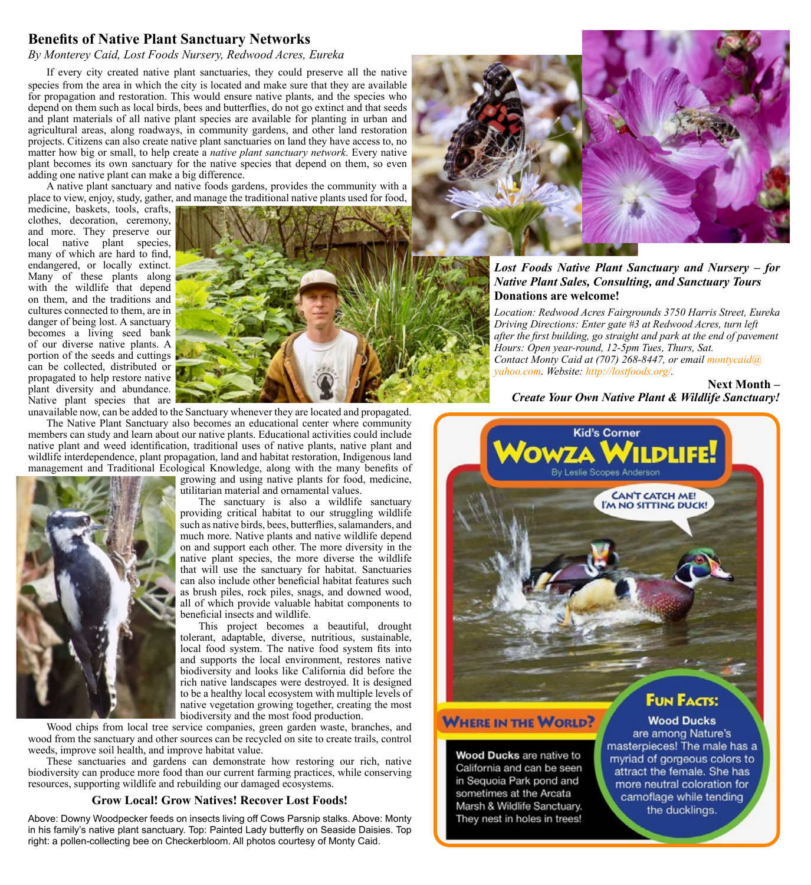## Benefits of Native Plant Sanctuary Networks

*By Monterey Caid, Lost Foods Nursery, Redwood Acres, Eureka*

If every city created native plant sanctuaries, they could preserve all the native species from the area in which the city is located and make sure that they are available for propagation and restoration. This would ensure native plants, and the species who depend on them such as local birds, bees and butterflies, do not go extinct and that seeds and plant materials of all native plant species are available for planting in urban and agricultural areas, along roadways, in community gardens, and other land restoration projects. Citizens can also create native plant sanctuaries on land they have access to, no matter how big or small, to help create a *native plant sanctuary network*. Every native plant becomes its own sanctuary for the native species that depend on them, so even adding one native plant can make a big difference.

A native plant sanctuary and native foods gardens, provides the community with a place to view, enjoy, study, gather, and manage the traditional native plants used for food, medicine, baskets, tools, crafts, clothes, decoration, ceremony, and more. They preserve our local native plant species, many of which are hard to find, endangered, or locally extinct. Many of these plants along with the wildlife that depend on them, and the traditions and cultures connected to them, are in danger of being lost. A sanctuary becomes a living seed bank of our diverse native plants. A portion of the seeds and cuttings can be collected, distributed or propagated to help restore native plant diversity and abundance. Native plant species that are unavailable now, can be added to the Sanctuary whenever they are located and propagated.

The Native Plant Sanctuary also becomes an educational center where community members can study and learn about our native plants. Educational activities could include native plant and weed identification, traditional uses of native plants, native plant and wildlife interdependence, plant propagation, land and habitat restoration, Indigenous land management and Traditional Ecological Knowledge, along with the many benefits of growing and using native plants for food, medicine, utilitarian material and ornamental values.

The sanctuary is also a wildlife sanctuary providing critical habitat to our struggling wildlife such as native birds, bees, butterflies, salamanders, and much more. Native plants and native wildlife depend on and support each other. The more diversity in the native plant species, the more diverse the wildlife that will use the sanctuary for habitat. Sanctuaries can also include other beneficial habitat features such as brush piles, rock piles, snags, and downed wood, all of which provide valuable habitat components to beneficial insects and wildlife.

This project becomes a beautiful, drought tolerant, adaptable, diverse, nutritious, sustainable, local food system. The native food system fits into and supports the local environment, restores native biodiversity and looks like California did before the rich native landscapes were destroyed. It is designed to be a healthy local ecosystem with multiple levels of native vegetation growing together, creating the most biodiversity and the most food production.

Wood chips from local tree service companies, green garden waste, branches, and wood from the sanctuary and other sources can be recycled on site to create trails, control weeds, improve soil health, and improve habitat value.

These sanctuaries and gardens can demonstrate how restoring our rich, native biodiversity can produce more food than our current farming practices, while conserving resources, supporting wildlife and rebuilding our damaged ecosystems.

**Grow Local! Grow Natives! Recover Lost Foods!**

Above: Downy Woodpecker feeds on insects living off Cows Parsnip stalks. Above: Monty in his family's native plant sanctuary. Top: Painted Lady butterfly on Seaside Daisies. Top right: a pollen-collecting bee on Checkerbloom. All photos courtesy of Monty Caid.

***Lost Foods Native Plant Sanctuary and Nursery – for Native Plant Sales, Consulting, and Sanctuary Tours***

**Donations are welcome!**

*Location: Redwood Acres Fairgrounds 3750 Harris Street, Eureka*
*Driving Directions: Enter gate #3 at Redwood Acres, turn left after the first building, go straight and park at the end of pavement*
*Hours: Open year-round, 12-5pm Tues, Thurs, Sat.*
*Contact Monty Caid at (707) 268-8447, or email montycaid@yahoo.com. Website: http://lostfoods.org/.*

**Next Month –**
***Create Your Own Native Plant & Wildlife Sanctuary!***

### Kid's Corner
## Wowza Wildlife!
By Leslie Scopes Anderson

CAN'T CATCH ME! I'M NO SITTING DUCK!

### Where in the World?

**Wood Ducks** are native to California and can be seen in Sequoia Park pond and sometimes at the Arcata Marsh & Wildlife Sanctuary. They nest in holes in trees!

### Fun Facts:

**Wood Ducks** are among Nature's masterpieces! The male has a myriad of gorgeous colors to attract the female. She has more neutral coloration for camoflage while tending the ducklings.